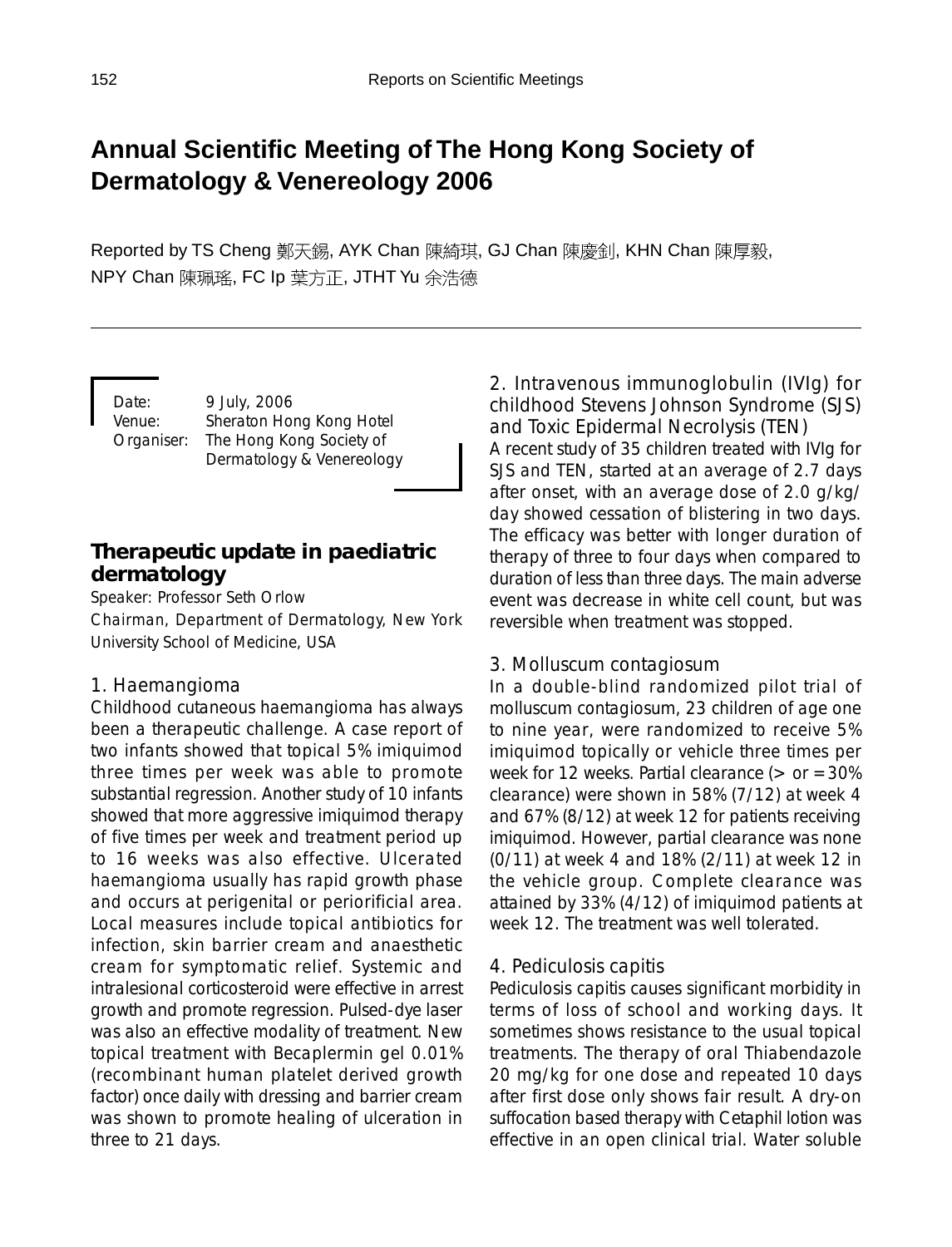# Annual Scientific Meeting of The Hong Kong Society of Dermatology & Venereology 2006

Reported by TS Cheng 鄭天錫, AYK Chan 陳綺琪, GJ Chan 陳慶釗, KHN Chan 陳厚毅, NPY Chan 陳珮瑤, FC Ip 葉方正, JTHT Yu 余浩德

Date: 9 July, 2006
Venue: Sheraton Hong Kong Hotel
Organiser: The Hong Kong Society of Dermatology & Venereology

## Therapeutic update in paediatric dermatology

Speaker: Professor Seth Orlow
Chairman, Department of Dermatology, New York University School of Medicine, USA

### 1. Haemangioma

Childhood cutaneous haemangioma has always been a therapeutic challenge. A case report of two infants showed that topical 5% imiquimod three times per week was able to promote substantial regression. Another study of 10 infants showed that more aggressive imiquimod therapy of five times per week and treatment period up to 16 weeks was also effective. Ulcerated haemangioma usually has rapid growth phase and occurs at perigenital or periorificial area. Local measures include topical antibiotics for infection, skin barrier cream and anaesthetic cream for symptomatic relief. Systemic and intralesional corticosteroid were effective in arrest growth and promote regression. Pulsed-dye laser was also an effective modality of treatment. New topical treatment with Becaplermin gel 0.01% (recombinant human platelet derived growth factor) once daily with dressing and barrier cream was shown to promote healing of ulceration in three to 21 days.

### 2. Intravenous immunoglobulin (IVIg) for childhood Stevens Johnson Syndrome (SJS) and Toxic Epidermal Necrolysis (TEN)

A recent study of 35 children treated with IVIg for SJS and TEN, started at an average of 2.7 days after onset, with an average dose of 2.0 g/kg/day showed cessation of blistering in two days. The efficacy was better with longer duration of therapy of three to four days when compared to duration of less than three days. The main adverse event was decrease in white cell count, but was reversible when treatment was stopped.

### 3. Molluscum contagiosum

In a double-blind randomized pilot trial of molluscum contagiosum, 23 children of age one to nine year, were randomized to receive 5% imiquimod topically or vehicle three times per week for 12 weeks. Partial clearance (> or = 30% clearance) were shown in 58% (7/12) at week 4 and 67% (8/12) at week 12 for patients receiving imiquimod. However, partial clearance was none (0/11) at week 4 and 18% (2/11) at week 12 in the vehicle group. Complete clearance was attained by 33% (4/12) of imiquimod patients at week 12. The treatment was well tolerated.

### 4. Pediculosis capitis

Pediculosis capitis causes significant morbidity in terms of loss of school and working days. It sometimes shows resistance to the usual topical treatments. The therapy of oral Thiabendazole 20 mg/kg for one dose and repeated 10 days after first dose only shows fair result. A dry-on suffocation based therapy with Cetaphil lotion was effective in an open clinical trial. Water soluble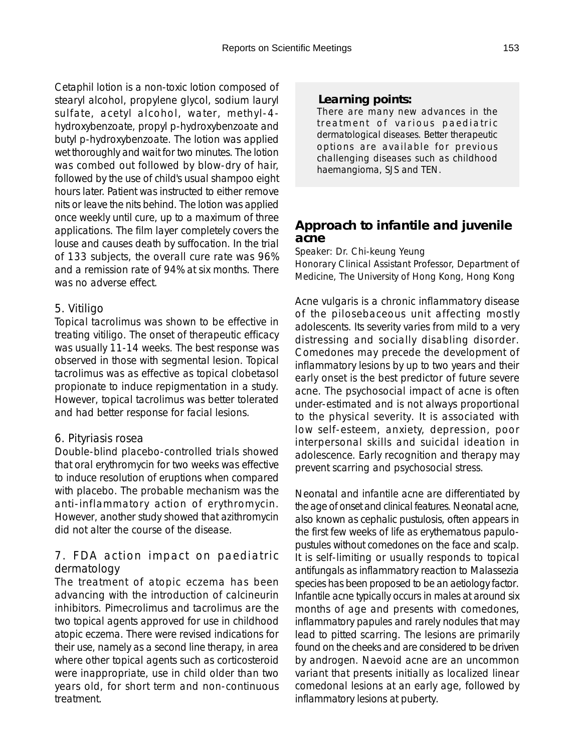Cetaphil lotion is a non-toxic lotion composed of stearyl alcohol, propylene glycol, sodium lauryl sulfate, acetyl alcohol, water, methyl-4-hydroxybenzoate, propyl p-hydroxybenzoate and butyl p-hydroxybenzoate. The lotion was applied wet thoroughly and wait for two minutes. The lotion was combed out followed by blow-dry of hair, followed by the use of child's usual shampoo eight hours later. Patient was instructed to either remove nits or leave the nits behind. The lotion was applied once weekly until cure, up to a maximum of three applications. The film layer completely covers the louse and causes death by suffocation. In the trial of 133 subjects, the overall cure rate was 96% and a remission rate of 94% at six months. There was no adverse effect.

### 5. Vitiligo

Topical tacrolimus was shown to be effective in treating vitiligo. The onset of therapeutic efficacy was usually 11-14 weeks. The best response was observed in those with segmental lesion. Topical tacrolimus was as effective as topical clobetasol propionate to induce repigmentation in a study. However, topical tacrolimus was better tolerated and had better response for facial lesions.

### 6. Pityriasis rosea

Double-blind placebo-controlled trials showed that oral erythromycin for two weeks was effective to induce resolution of eruptions when compared with placebo. The probable mechanism was the anti-inflammatory action of erythromycin. However, another study showed that azithromycin did not alter the course of the disease.

### 7. FDA action impact on paediatric dermatology

The treatment of atopic eczema has been advancing with the introduction of calcineurin inhibitors. Pimecrolimus and tacrolimus are the two topical agents approved for use in childhood atopic eczema. There were revised indications for their use, namely as a second line therapy, in area where other topical agents such as corticosteroid were inappropriate, use in child older than two years old, for short term and non-continuous treatment.

**Learning points:**

There are many new advances in the treatment of various paediatric dermatological diseases. Better therapeutic options are available for previous challenging diseases such as childhood haemangioma, SJS and TEN.

## Approach to infantile and juvenile acne

Speaker: Dr. Chi-keung Yeung

Honorary Clinical Assistant Professor, Department of Medicine, The University of Hong Kong, Hong Kong

Acne vulgaris is a chronic inflammatory disease of the pilosebaceous unit affecting mostly adolescents. Its severity varies from mild to a very distressing and socially disabling disorder. Comedones may precede the development of inflammatory lesions by up to two years and their early onset is the best predictor of future severe acne. The psychosocial impact of acne is often under-estimated and is not always proportional to the physical severity. It is associated with low self-esteem, anxiety, depression, poor interpersonal skills and suicidal ideation in adolescence. Early recognition and therapy may prevent scarring and psychosocial stress.

Neonatal and infantile acne are differentiated by the age of onset and clinical features. Neonatal acne, also known as cephalic pustulosis, often appears in the first few weeks of life as erythematous papulo-pustules without comedones on the face and scalp. It is self-limiting or usually responds to topical antifungals as inflammatory reaction to Malassezia species has been proposed to be an aetiology factor. Infantile acne typically occurs in males at around six months of age and presents with comedones, inflammatory papules and rarely nodules that may lead to pitted scarring. The lesions are primarily found on the cheeks and are considered to be driven by androgen. Naevoid acne are an uncommon variant that presents initially as localized linear comedonal lesions at an early age, followed by inflammatory lesions at puberty.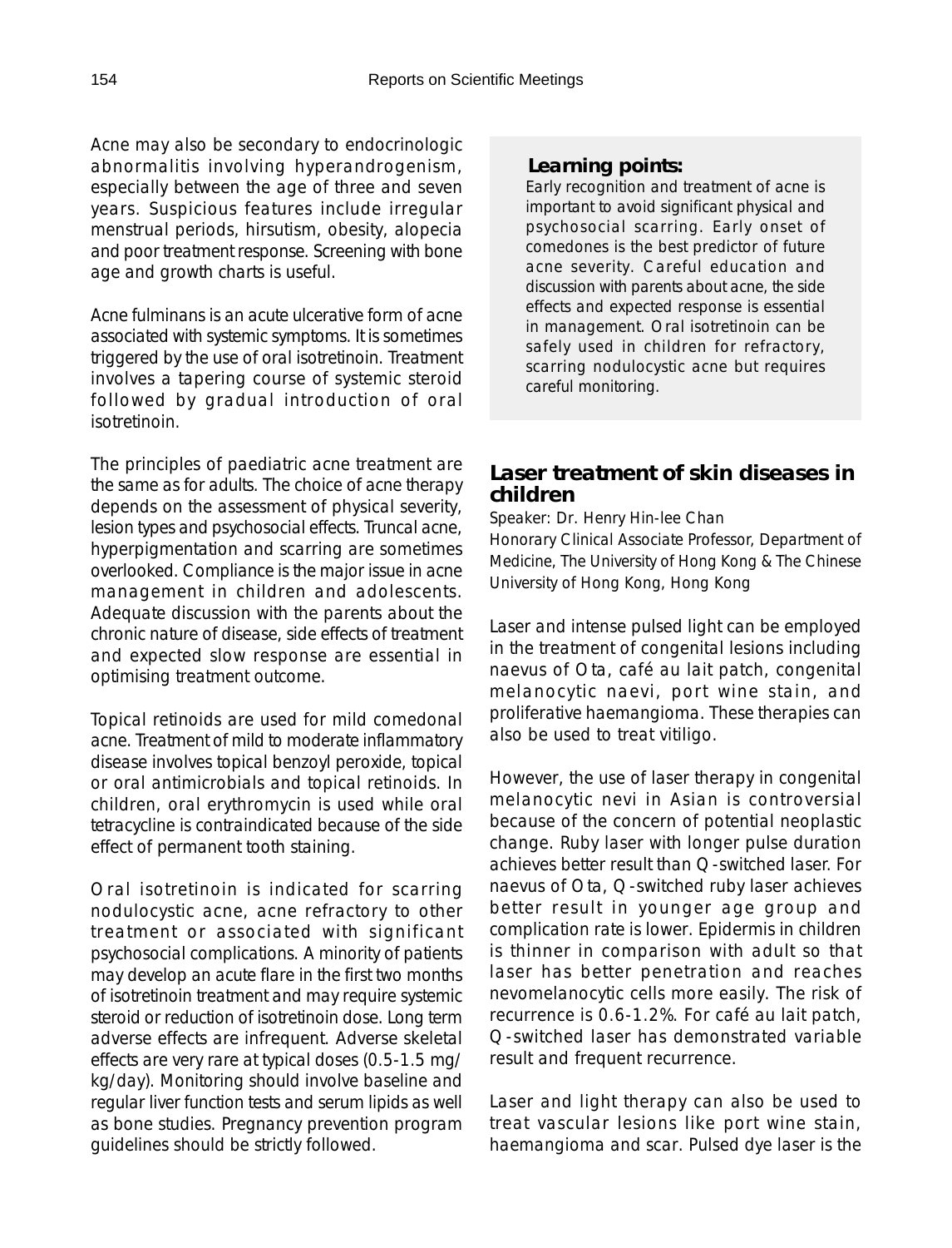Acne may also be secondary to endocrinologic abnormalitis involving hyperandrogenism, especially between the age of three and seven years. Suspicious features include irregular menstrual periods, hirsutism, obesity, alopecia and poor treatment response. Screening with bone age and growth charts is useful.

Acne fulminans is an acute ulcerative form of acne associated with systemic symptoms. It is sometimes triggered by the use of oral isotretinoin. Treatment involves a tapering course of systemic steroid followed by gradual introduction of oral isotretinoin.

The principles of paediatric acne treatment are the same as for adults. The choice of acne therapy depends on the assessment of physical severity, lesion types and psychosocial effects. Truncal acne, hyperpigmentation and scarring are sometimes overlooked. Compliance is the major issue in acne management in children and adolescents. Adequate discussion with the parents about the chronic nature of disease, side effects of treatment and expected slow response are essential in optimising treatment outcome.

Topical retinoids are used for mild comedonal acne. Treatment of mild to moderate inflammatory disease involves topical benzoyl peroxide, topical or oral antimicrobials and topical retinoids. In children, oral erythromycin is used while oral tetracycline is contraindicated because of the side effect of permanent tooth staining.

Oral isotretinoin is indicated for scarring nodulocystic acne, acne refractory to other treatment or associated with significant psychosocial complications. A minority of patients may develop an acute flare in the first two months of isotretinoin treatment and may require systemic steroid or reduction of isotretinoin dose. Long term adverse effects are infrequent. Adverse skeletal effects are very rare at typical doses (0.5-1.5 mg/kg/day). Monitoring should involve baseline and regular liver function tests and serum lipids as well as bone studies. Pregnancy prevention program guidelines should be strictly followed.

**Learning points:**

Early recognition and treatment of acne is important to avoid significant physical and psychosocial scarring. Early onset of comedones is the best predictor of future acne severity. Careful education and discussion with parents about acne, the side effects and expected response is essential in management. Oral isotretinoin can be safely used in children for refractory, scarring nodulocystic acne but requires careful monitoring.

## Laser treatment of skin diseases in children

Speaker: Dr. Henry Hin-lee Chan

Honorary Clinical Associate Professor, Department of Medicine, The University of Hong Kong & The Chinese University of Hong Kong, Hong Kong

Laser and intense pulsed light can be employed in the treatment of congenital lesions including naevus of Ota, café au lait patch, congenital melanocytic naevi, port wine stain, and proliferative haemangioma. These therapies can also be used to treat vitiligo.

However, the use of laser therapy in congenital melanocytic nevi in Asian is controversial because of the concern of potential neoplastic change. Ruby laser with longer pulse duration achieves better result than Q-switched laser. For naevus of Ota, Q-switched ruby laser achieves better result in younger age group and complication rate is lower. Epidermis in children is thinner in comparison with adult so that laser has better penetration and reaches nevomelanocytic cells more easily. The risk of recurrence is 0.6-1.2%. For café au lait patch, Q-switched laser has demonstrated variable result and frequent recurrence.

Laser and light therapy can also be used to treat vascular lesions like port wine stain, haemangioma and scar. Pulsed dye laser is the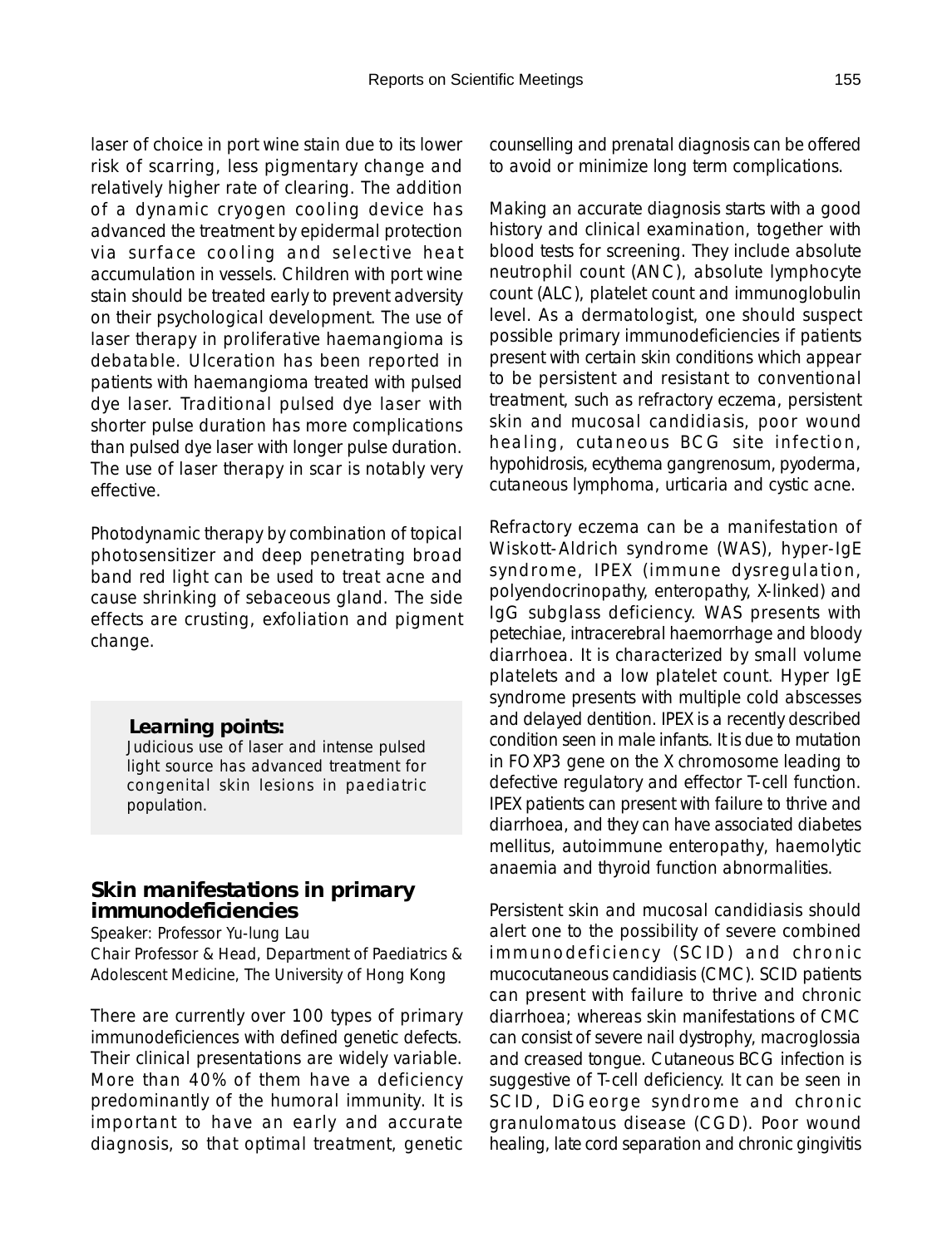laser of choice in port wine stain due to its lower risk of scarring, less pigmentary change and relatively higher rate of clearing. The addition of a dynamic cryogen cooling device has advanced the treatment by epidermal protection via surface cooling and selective heat accumulation in vessels. Children with port wine stain should be treated early to prevent adversity on their psychological development. The use of laser therapy in proliferative haemangioma is debatable. Ulceration has been reported in patients with haemangioma treated with pulsed dye laser. Traditional pulsed dye laser with shorter pulse duration has more complications than pulsed dye laser with longer pulse duration. The use of laser therapy in scar is notably very effective.

Photodynamic therapy by combination of topical photosensitizer and deep penetrating broad band red light can be used to treat acne and cause shrinking of sebaceous gland. The side effects are crusting, exfoliation and pigment change.

> **Learning points:**
> Judicious use of laser and intense pulsed light source has advanced treatment for congenital skin lesions in paediatric population.

## Skin manifestations in primary immunodeficiencies

Speaker: Professor Yu-lung Lau
Chair Professor & Head, Department of Paediatrics & Adolescent Medicine, The University of Hong Kong

There are currently over 100 types of primary immunodeficiences with defined genetic defects. Their clinical presentations are widely variable. More than 40% of them have a deficiency predominantly of the humoral immunity. It is important to have an early and accurate diagnosis, so that optimal treatment, genetic counselling and prenatal diagnosis can be offered to avoid or minimize long term complications.

Making an accurate diagnosis starts with a good history and clinical examination, together with blood tests for screening. They include absolute neutrophil count (ANC), absolute lymphocyte count (ALC), platelet count and immunoglobulin level. As a dermatologist, one should suspect possible primary immunodeficiencies if patients present with certain skin conditions which appear to be persistent and resistant to conventional treatment, such as refractory eczema, persistent skin and mucosal candidiasis, poor wound healing, cutaneous BCG site infection, hypohidrosis, ecythema gangrenosum, pyoderma, cutaneous lymphoma, urticaria and cystic acne.

Refractory eczema can be a manifestation of Wiskott-Aldrich syndrome (WAS), hyper-IgE syndrome, IPEX (immune dysregulation, polyendocrinopathy, enteropathy, X-linked) and IgG subglass deficiency. WAS presents with petechiae, intracerebral haemorrhage and bloody diarrhoea. It is characterized by small volume platelets and a low platelet count. Hyper IgE syndrome presents with multiple cold abscesses and delayed dentition. IPEX is a recently described condition seen in male infants. It is due to mutation in FOXP3 gene on the X chromosome leading to defective regulatory and effector T-cell function. IPEX patients can present with failure to thrive and diarrhoea, and they can have associated diabetes mellitus, autoimmune enteropathy, haemolytic anaemia and thyroid function abnormalities.

Persistent skin and mucosal candidiasis should alert one to the possibility of severe combined immunodeficiency (SCID) and chronic mucocutaneous candidiasis (CMC). SCID patients can present with failure to thrive and chronic diarrhoea; whereas skin manifestations of CMC can consist of severe nail dystrophy, macroglossia and creased tongue. Cutaneous BCG infection is suggestive of T-cell deficiency. It can be seen in SCID, DiGeorge syndrome and chronic granulomatous disease (CGD). Poor wound healing, late cord separation and chronic gingivitis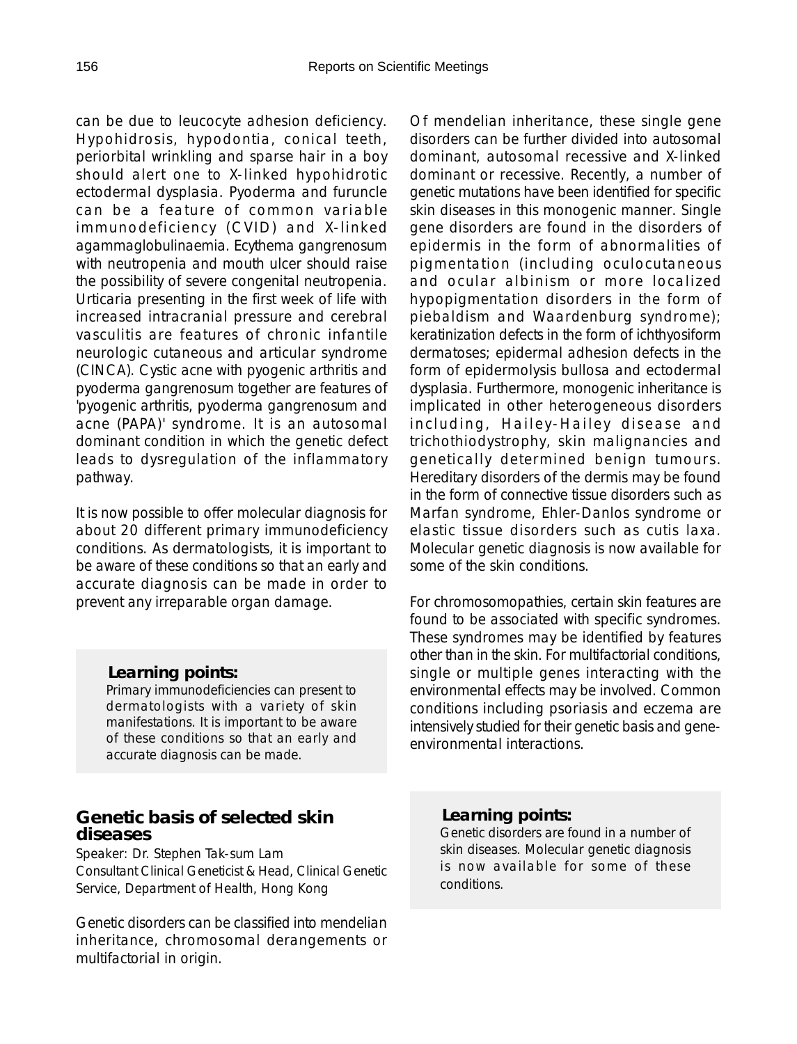can be due to leucocyte adhesion deficiency. Hypohidrosis, hypodontia, conical teeth, periorbital wrinkling and sparse hair in a boy should alert one to X-linked hypohidrotic ectodermal dysplasia. Pyoderma and furuncle can be a feature of common variable immunodeficiency (CVID) and X-linked agammaglobulinaemia. Ecythema gangrenosum with neutropenia and mouth ulcer should raise the possibility of severe congenital neutropenia. Urticaria presenting in the first week of life with increased intracranial pressure and cerebral vasculitis are features of chronic infantile neurologic cutaneous and articular syndrome (CINCA). Cystic acne with pyogenic arthritis and pyoderma gangrenosum together are features of 'pyogenic arthritis, pyoderma gangrenosum and acne (PAPA)' syndrome. It is an autosomal dominant condition in which the genetic defect leads to dysregulation of the inflammatory pathway.

It is now possible to offer molecular diagnosis for about 20 different primary immunodeficiency conditions. As dermatologists, it is important to be aware of these conditions so that an early and accurate diagnosis can be made in order to prevent any irreparable organ damage.

**Learning points:**

Primary immunodeficiencies can present to dermatologists with a variety of skin manifestations. It is important to be aware of these conditions so that an early and accurate diagnosis can be made.

## Genetic basis of selected skin diseases

Speaker: Dr. Stephen Tak-sum Lam
Consultant Clinical Geneticist & Head, Clinical Genetic Service, Department of Health, Hong Kong

Genetic disorders can be classified into mendelian inheritance, chromosomal derangements or multifactorial in origin.

Of mendelian inheritance, these single gene disorders can be further divided into autosomal dominant, autosomal recessive and X-linked dominant or recessive. Recently, a number of genetic mutations have been identified for specific skin diseases in this monogenic manner. Single gene disorders are found in the disorders of epidermis in the form of abnormalities of pigmentation (including oculocutaneous and ocular albinism or more localized hypopigmentation disorders in the form of piebaldism and Waardenburg syndrome); keratinization defects in the form of ichthyosiform dermatoses; epidermal adhesion defects in the form of epidermolysis bullosa and ectodermal dysplasia. Furthermore, monogenic inheritance is implicated in other heterogeneous disorders including, Hailey-Hailey disease and trichothiodystrophy, skin malignancies and genetically determined benign tumours. Hereditary disorders of the dermis may be found in the form of connective tissue disorders such as Marfan syndrome, Ehler-Danlos syndrome or elastic tissue disorders such as cutis laxa. Molecular genetic diagnosis is now available for some of the skin conditions.

For chromosomopathies, certain skin features are found to be associated with specific syndromes. These syndromes may be identified by features other than in the skin. For multifactorial conditions, single or multiple genes interacting with the environmental effects may be involved. Common conditions including psoriasis and eczema are intensively studied for their genetic basis and gene-environmental interactions.

**Learning points:**

Genetic disorders are found in a number of skin diseases. Molecular genetic diagnosis is now available for some of these conditions.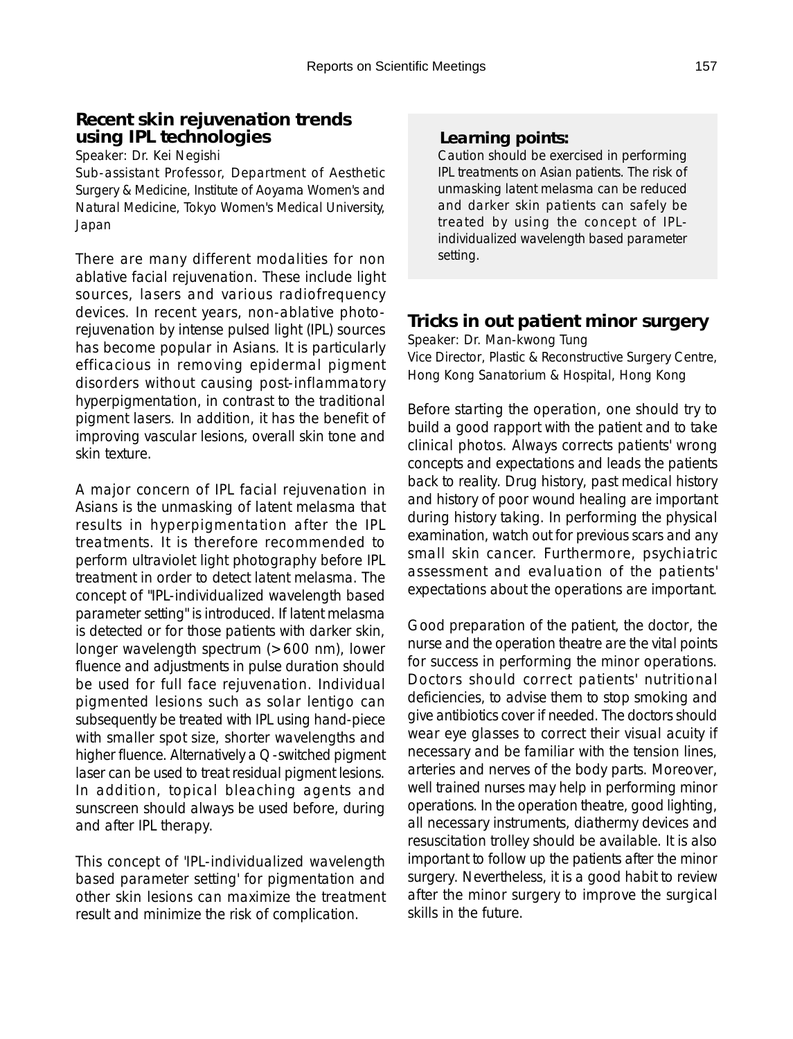## Recent skin rejuvenation trends using IPL technologies

Speaker: Dr. Kei Negishi

Sub-assistant Professor, Department of Aesthetic Surgery & Medicine, Institute of Aoyama Women's and Natural Medicine, Tokyo Women's Medical University, Japan

There are many different modalities for non ablative facial rejuvenation. These include light sources, lasers and various radiofrequency devices. In recent years, non-ablative photo-rejuvenation by intense pulsed light (IPL) sources has become popular in Asians. It is particularly efficacious in removing epidermal pigment disorders without causing post-inflammatory hyperpigmentation, in contrast to the traditional pigment lasers. In addition, it has the benefit of improving vascular lesions, overall skin tone and skin texture.

A major concern of IPL facial rejuvenation in Asians is the unmasking of latent melasma that results in hyperpigmentation after the IPL treatments. It is therefore recommended to perform ultraviolet light photography before IPL treatment in order to detect latent melasma. The concept of "IPL-individualized wavelength based parameter setting" is introduced. If latent melasma is detected or for those patients with darker skin, longer wavelength spectrum (>600 nm), lower fluence and adjustments in pulse duration should be used for full face rejuvenation. Individual pigmented lesions such as solar lentigo can subsequently be treated with IPL using hand-piece with smaller spot size, shorter wavelengths and higher fluence. Alternatively a Q -switched pigment laser can be used to treat residual pigment lesions. In addition, topical bleaching agents and sunscreen should always be used before, during and after IPL therapy.

This concept of 'IPL-individualized wavelength based parameter setting' for pigmentation and other skin lesions can maximize the treatment result and minimize the risk of complication.

**Learning points:**

Caution should be exercised in performing IPL treatments on Asian patients. The risk of unmasking latent melasma can be reduced and darker skin patients can safely be treated by using the concept of IPL-individualized wavelength based parameter setting.

## Tricks in out patient minor surgery

Speaker: Dr. Man-kwong Tung

Vice Director, Plastic & Reconstructive Surgery Centre, Hong Kong Sanatorium & Hospital, Hong Kong

Before starting the operation, one should try to build a good rapport with the patient and to take clinical photos. Always corrects patients' wrong concepts and expectations and leads the patients back to reality. Drug history, past medical history and history of poor wound healing are important during history taking. In performing the physical examination, watch out for previous scars and any small skin cancer. Furthermore, psychiatric assessment and evaluation of the patients' expectations about the operations are important.

Good preparation of the patient, the doctor, the nurse and the operation theatre are the vital points for success in performing the minor operations. Doctors should correct patients' nutritional deficiencies, to advise them to stop smoking and give antibiotics cover if needed. The doctors should wear eye glasses to correct their visual acuity if necessary and be familiar with the tension lines, arteries and nerves of the body parts. Moreover, well trained nurses may help in performing minor operations. In the operation theatre, good lighting, all necessary instruments, diathermy devices and resuscitation trolley should be available. It is also important to follow up the patients after the minor surgery. Nevertheless, it is a good habit to review after the minor surgery to improve the surgical skills in the future.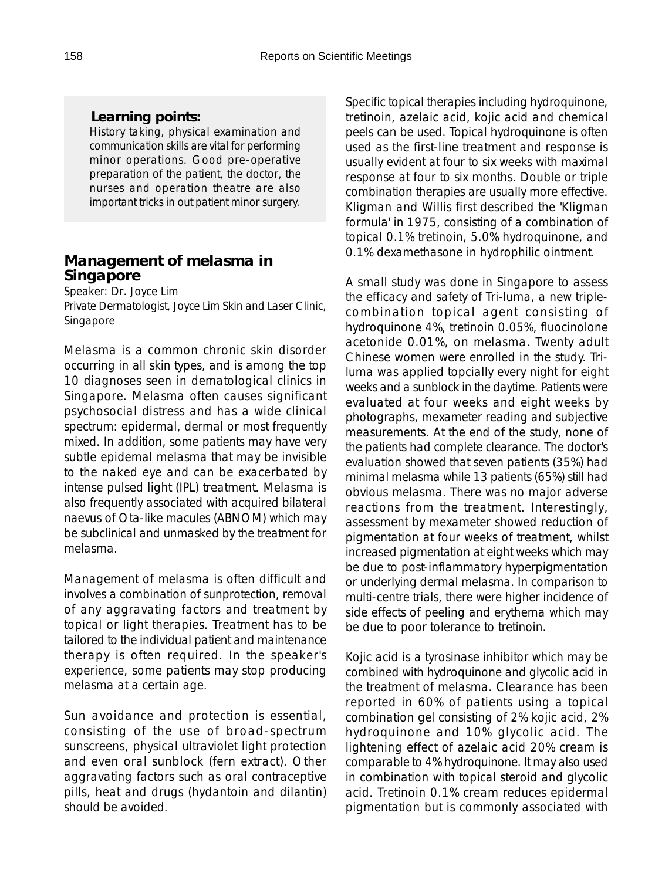**Learning points:**

History taking, physical examination and communication skills are vital for performing minor operations. Good pre-operative preparation of the patient, the doctor, the nurses and operation theatre are also important tricks in out patient minor surgery.

## Management of melasma in Singapore

Speaker: Dr. Joyce Lim
Private Dermatologist, Joyce Lim Skin and Laser Clinic, Singapore

Melasma is a common chronic skin disorder occurring in all skin types, and is among the top 10 diagnoses seen in dematological clinics in Singapore. Melasma often causes significant psychosocial distress and has a wide clinical spectrum: epidermal, dermal or most frequently mixed. In addition, some patients may have very subtle epidemal melasma that may be invisible to the naked eye and can be exacerbated by intense pulsed light (IPL) treatment. Melasma is also frequently associated with acquired bilateral naevus of Ota-like macules (ABNOM) which may be subclinical and unmasked by the treatment for melasma.

Management of melasma is often difficult and involves a combination of sunprotection, removal of any aggravating factors and treatment by topical or light therapies. Treatment has to be tailored to the individual patient and maintenance therapy is often required. In the speaker's experience, some patients may stop producing melasma at a certain age.

Sun avoidance and protection is essential, consisting of the use of broad-spectrum sunscreens, physical ultraviolet light protection and even oral sunblock (fern extract). Other aggravating factors such as oral contraceptive pills, heat and drugs (hydantoin and dilantin) should be avoided.

Specific topical therapies including hydroquinone, tretinoin, azelaic acid, kojic acid and chemical peels can be used. Topical hydroquinone is often used as the first-line treatment and response is usually evident at four to six weeks with maximal response at four to six months. Double or triple combination therapies are usually more effective. Kligman and Willis first described the 'Kligman formula' in 1975, consisting of a combination of topical 0.1% tretinoin, 5.0% hydroquinone, and 0.1% dexamethasone in hydrophilic ointment.

A small study was done in Singapore to assess the efficacy and safety of Tri-luma, a new triple-combination topical agent consisting of hydroquinone 4%, tretinoin 0.05%, fluocinolone acetonide 0.01%, on melasma. Twenty adult Chinese women were enrolled in the study. Tri-luma was applied topcially every night for eight weeks and a sunblock in the daytime. Patients were evaluated at four weeks and eight weeks by photographs, mexameter reading and subjective measurements. At the end of the study, none of the patients had complete clearance. The doctor's evaluation showed that seven patients (35%) had minimal melasma while 13 patients (65%) still had obvious melasma. There was no major adverse reactions from the treatment. Interestingly, assessment by mexameter showed reduction of pigmentation at four weeks of treatment, whilst increased pigmentation at eight weeks which may be due to post-inflammatory hyperpigmentation or underlying dermal melasma. In comparison to multi-centre trials, there were higher incidence of side effects of peeling and erythema which may be due to poor tolerance to tretinoin.

Kojic acid is a tyrosinase inhibitor which may be combined with hydroquinone and glycolic acid in the treatment of melasma. Clearance has been reported in 60% of patients using a topical combination gel consisting of 2% kojic acid, 2% hydroquinone and 10% glycolic acid. The lightening effect of azelaic acid 20% cream is comparable to 4% hydroquinone. It may also used in combination with topical steroid and glycolic acid. Tretinoin 0.1% cream reduces epidermal pigmentation but is commonly associated with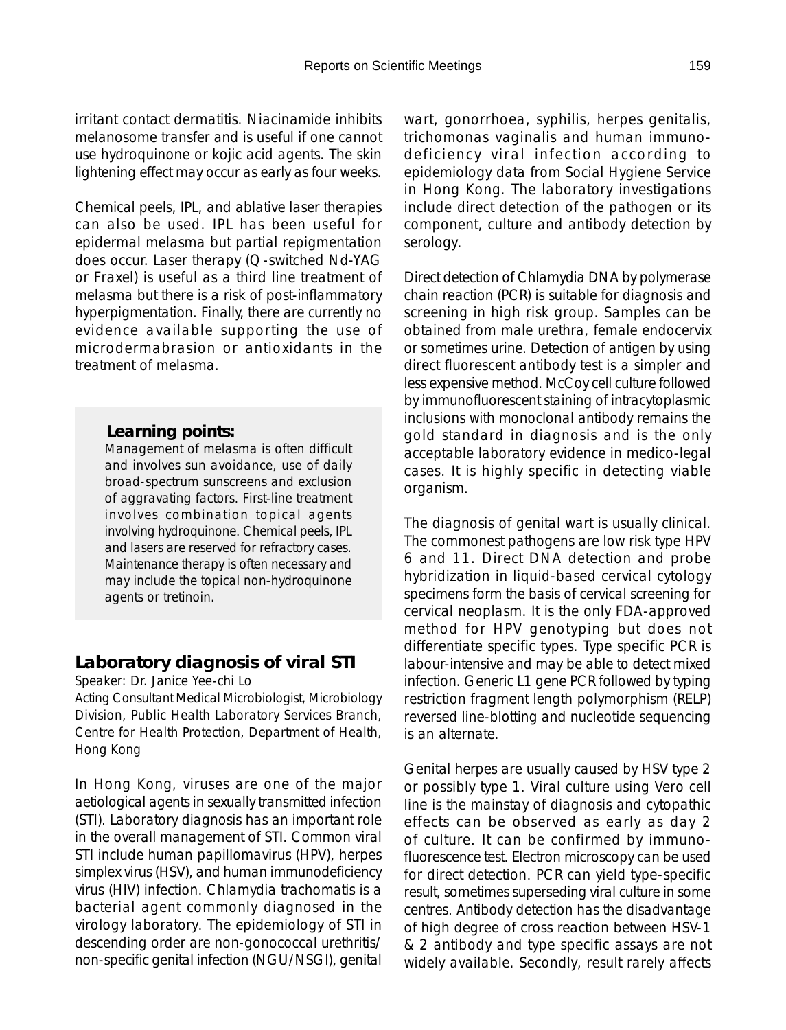irritant contact dermatitis. Niacinamide inhibits melanosome transfer and is useful if one cannot use hydroquinone or kojic acid agents. The skin lightening effect may occur as early as four weeks.

Chemical peels, IPL, and ablative laser therapies can also be used. IPL has been useful for epidermal melasma but partial repigmentation does occur. Laser therapy (Q-switched Nd-YAG or Fraxel) is useful as a third line treatment of melasma but there is a risk of post-inflammatory hyperpigmentation. Finally, there are currently no evidence available supporting the use of microdermabrasion or antioxidants in the treatment of melasma.

> **Learning points:**
> Management of melasma is often difficult and involves sun avoidance, use of daily broad-spectrum sunscreens and exclusion of aggravating factors. First-line treatment involves combination topical agents involving hydroquinone. Chemical peels, IPL and lasers are reserved for refractory cases. Maintenance therapy is often necessary and may include the topical non-hydroquinone agents or tretinoin.

## Laboratory diagnosis of viral STI

Speaker: Dr. Janice Yee-chi Lo

Acting Consultant Medical Microbiologist, Microbiology Division, Public Health Laboratory Services Branch, Centre for Health Protection, Department of Health, Hong Kong

In Hong Kong, viruses are one of the major aetiological agents in sexually transmitted infection (STI). Laboratory diagnosis has an important role in the overall management of STI. Common viral STI include human papillomavirus (HPV), herpes simplex virus (HSV), and human immunodeficiency virus (HIV) infection. Chlamydia trachomatis is a bacterial agent commonly diagnosed in the virology laboratory. The epidemiology of STI in descending order are non-gonococcal urethritis/non-specific genital infection (NGU/NSGI), genital wart, gonorrhoea, syphilis, herpes genitalis, trichomonas vaginalis and human immunodeficiency viral infection according to epidemiology data from Social Hygiene Service in Hong Kong. The laboratory investigations include direct detection of the pathogen or its component, culture and antibody detection by serology.

Direct detection of Chlamydia DNA by polymerase chain reaction (PCR) is suitable for diagnosis and screening in high risk group. Samples can be obtained from male urethra, female endocervix or sometimes urine. Detection of antigen by using direct fluorescent antibody test is a simpler and less expensive method. McCoy cell culture followed by immunofluorescent staining of intracytoplasmic inclusions with monoclonal antibody remains the gold standard in diagnosis and is the only acceptable laboratory evidence in medico-legal cases. It is highly specific in detecting viable organism.

The diagnosis of genital wart is usually clinical. The commonest pathogens are low risk type HPV 6 and 11. Direct DNA detection and probe hybridization in liquid-based cervical cytology specimens form the basis of cervical screening for cervical neoplasm. It is the only FDA-approved method for HPV genotyping but does not differentiate specific types. Type specific PCR is labour-intensive and may be able to detect mixed infection. Generic L1 gene PCR followed by typing restriction fragment length polymorphism (RELP) reversed line-blotting and nucleotide sequencing is an alternate.

Genital herpes are usually caused by HSV type 2 or possibly type 1. Viral culture using Vero cell line is the mainstay of diagnosis and cytopathic effects can be observed as early as day 2 of culture. It can be confirmed by immunofluorescence test. Electron microscopy can be used for direct detection. PCR can yield type-specific result, sometimes superseding viral culture in some centres. Antibody detection has the disadvantage of high degree of cross reaction between HSV-1 & 2 antibody and type specific assays are not widely available. Secondly, result rarely affects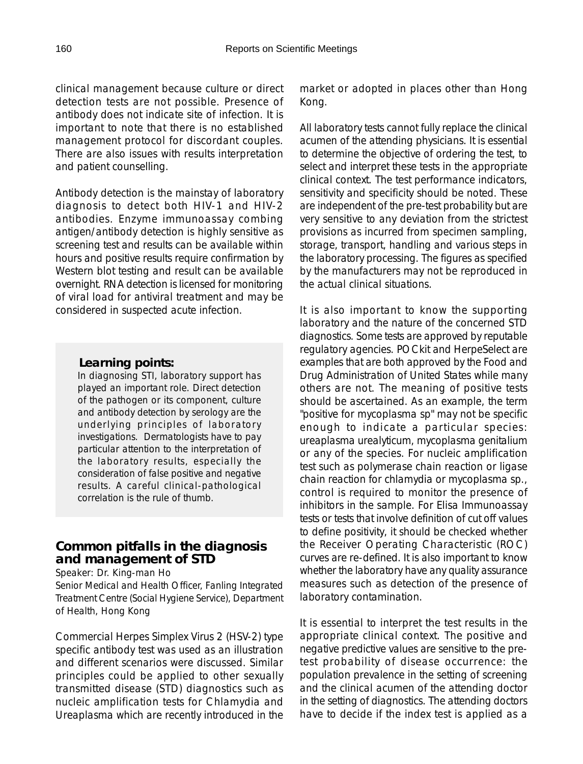clinical management because culture or direct detection tests are not possible. Presence of antibody does not indicate site of infection. It is important to note that there is no established management protocol for discordant couples. There are also issues with results interpretation and patient counselling.

Antibody detection is the mainstay of laboratory diagnosis to detect both HIV-1 and HIV-2 antibodies. Enzyme immunoassay combing antigen/antibody detection is highly sensitive as screening test and results can be available within hours and positive results require confirmation by Western blot testing and result can be available overnight. RNA detection is licensed for monitoring of viral load for antiviral treatment and may be considered in suspected acute infection.

**Learning points:**

In diagnosing STI, laboratory support has played an important role. Direct detection of the pathogen or its component, culture and antibody detection by serology are the underlying principles of laboratory investigations. Dermatologists have to pay particular attention to the interpretation of the laboratory results, especially the consideration of false positive and negative results. A careful clinical-pathological correlation is the rule of thumb.

## Common pitfalls in the diagnosis and management of STD

Speaker: Dr. King-man Ho

Senior Medical and Health Officer, Fanling Integrated Treatment Centre (Social Hygiene Service), Department of Health, Hong Kong

Commercial Herpes Simplex Virus 2 (HSV-2) type specific antibody test was used as an illustration and different scenarios were discussed. Similar principles could be applied to other sexually transmitted disease (STD) diagnostics such as nucleic amplification tests for Chlamydia and Ureaplasma which are recently introduced in the market or adopted in places other than Hong Kong.

All laboratory tests cannot fully replace the clinical acumen of the attending physicians. It is essential to determine the objective of ordering the test, to select and interpret these tests in the appropriate clinical context. The test performance indicators, sensitivity and specificity should be noted. These are independent of the pre-test probability but are very sensitive to any deviation from the strictest provisions as incurred from specimen sampling, storage, transport, handling and various steps in the laboratory processing. The figures as specified by the manufacturers may not be reproduced in the actual clinical situations.

It is also important to know the supporting laboratory and the nature of the concerned STD diagnostics. Some tests are approved by reputable regulatory agencies. POCkit and HerpeSelect are examples that are both approved by the Food and Drug Administration of United States while many others are not. The meaning of positive tests should be ascertained. As an example, the term "positive for mycoplasma sp" may not be specific enough to indicate a particular species: ureaplasma urealyticum, mycoplasma genitalium or any of the species. For nucleic amplification test such as polymerase chain reaction or ligase chain reaction for chlamydia or mycoplasma sp., control is required to monitor the presence of inhibitors in the sample. For Elisa Immunoassay tests or tests that involve definition of cut off values to define positivity, it should be checked whether the Receiver Operating Characteristic (ROC) curves are re-defined. It is also important to know whether the laboratory have any quality assurance measures such as detection of the presence of laboratory contamination.

It is essential to interpret the test results in the appropriate clinical context. The positive and negative predictive values are sensitive to the pre-test probability of disease occurrence: the population prevalence in the setting of screening and the clinical acumen of the attending doctor in the setting of diagnostics. The attending doctors have to decide if the index test is applied as a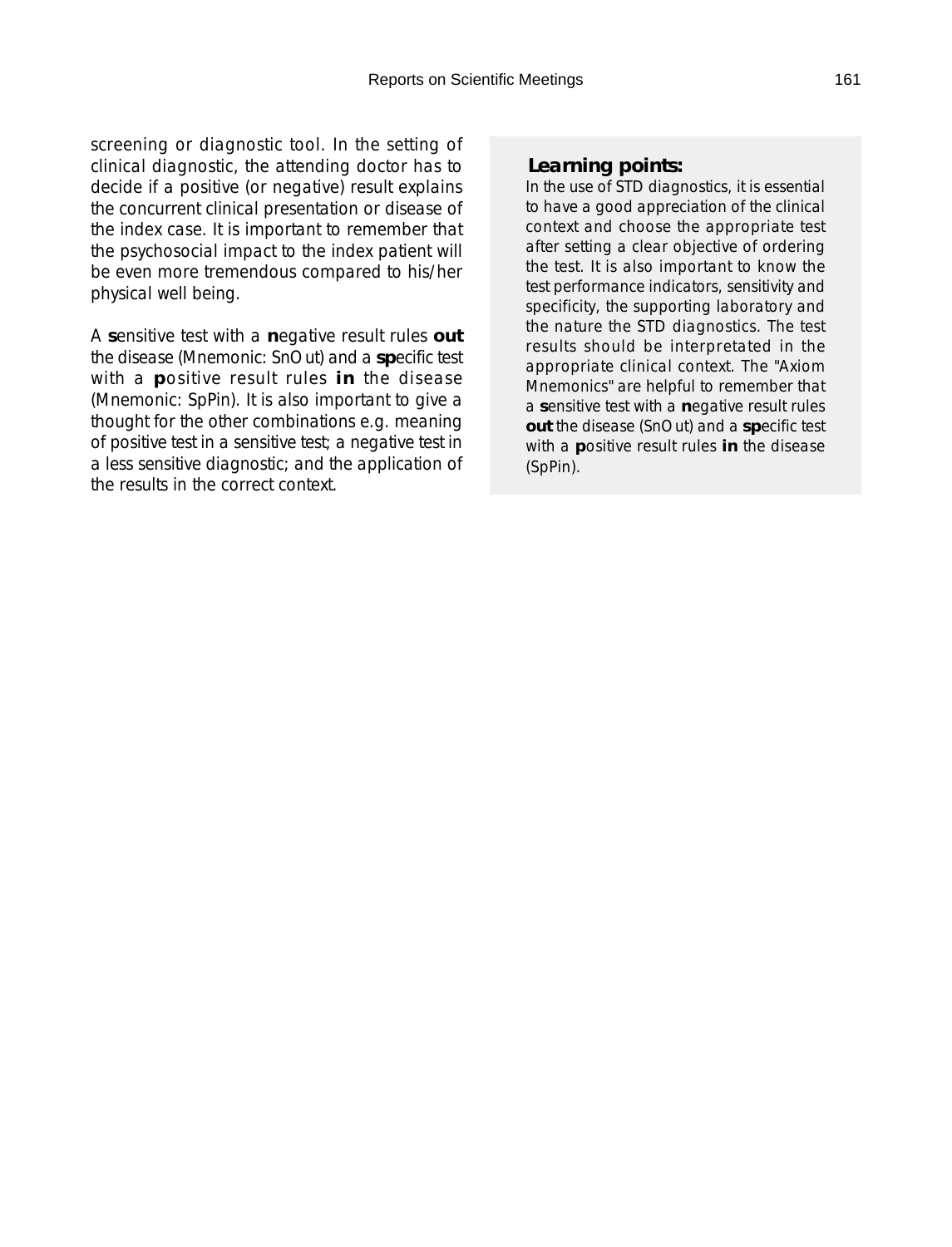screening or diagnostic tool. In the setting of clinical diagnostic, the attending doctor has to decide if a positive (or negative) result explains the concurrent clinical presentation or disease of the index case. It is important to remember that the psychosocial impact to the index patient will be even more tremendous compared to his/her physical well being.

A **s**ensitive test with a **n**egative result rules **out** the disease (Mnemonic: SnOut) and a **sp**ecific test with a **p**ositive result rules **in** the disease (Mnemonic: SpPin). It is also important to give a thought for the other combinations e.g. meaning of positive test in a sensitive test; a negative test in a less sensitive diagnostic; and the application of the results in the correct context.

**Learning points:**

In the use of STD diagnostics, it is essential to have a good appreciation of the clinical context and choose the appropriate test after setting a clear objective of ordering the test. It is also important to know the test performance indicators, sensitivity and specificity, the supporting laboratory and the nature the STD diagnostics. The test results should be interpretated in the appropriate clinical context. The "Axiom Mnemonics" are helpful to remember that a **s**ensitive test with a **n**egative result rules **out** the disease (SnOut) and a **sp**ecific test with a **p**ositive result rules **in** the disease (SpPin).